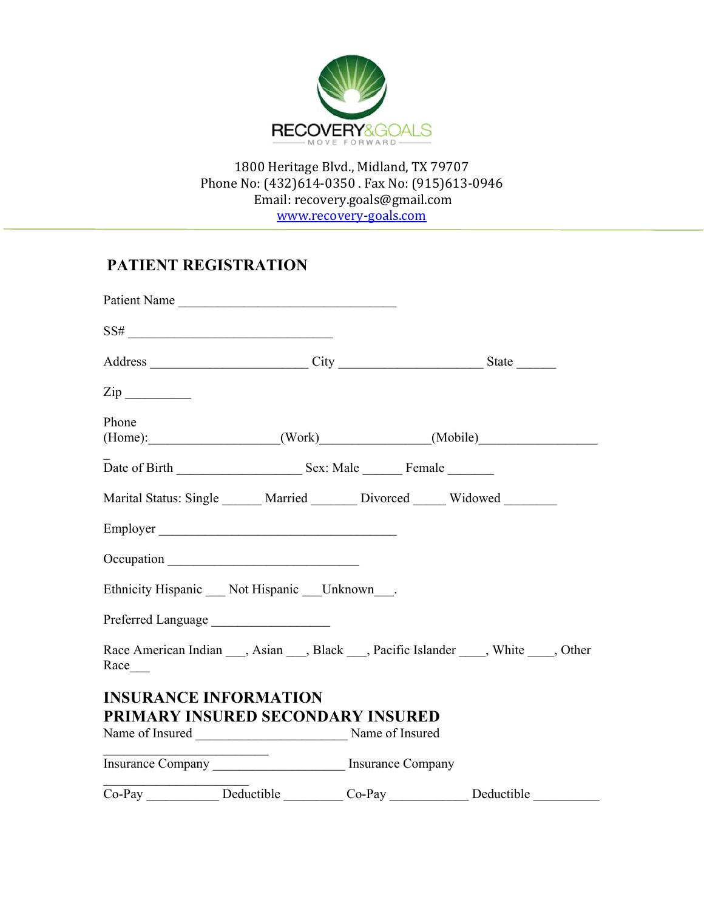RECOVERY&GOALS
MOVE FORWARD

1800 Heritage Blvd., Midland, TX 79707
Phone No: (432)614-0350 . Fax No: (915)613-0946
Email: recovery.goals@gmail.com
www.recovery-goals.com

## PATIENT REGISTRATION

Patient Name ___________________________________

SS# _________________________________

Address _________________________ City _______________________ State ______

Zip __________

Phone
(Home):___________________(Work)_______________(Mobile)_________________
_

Date of Birth ___________________ Sex: Male ______ Female _______

Marital Status: Single ______ Married _______ Divorced _____ Widowed ________

Employer ______________________________________

Occupation ______________________________

Ethnicity Hispanic ___ Not Hispanic ___Unknown___.

Preferred Language __________________

Race American Indian ___, Asian ___, Black ___, Pacific Islander ____, White ____, Other Race___

## INSURANCE INFORMATION

## PRIMARY INSURED SECONDARY INSURED

Name of Insured ________________________ Name of Insured
_______________________

Insurance Company _____________________ Insurance Company
_______________________

Co-Pay ___________ Deductible _________ Co-Pay ____________ Deductible __________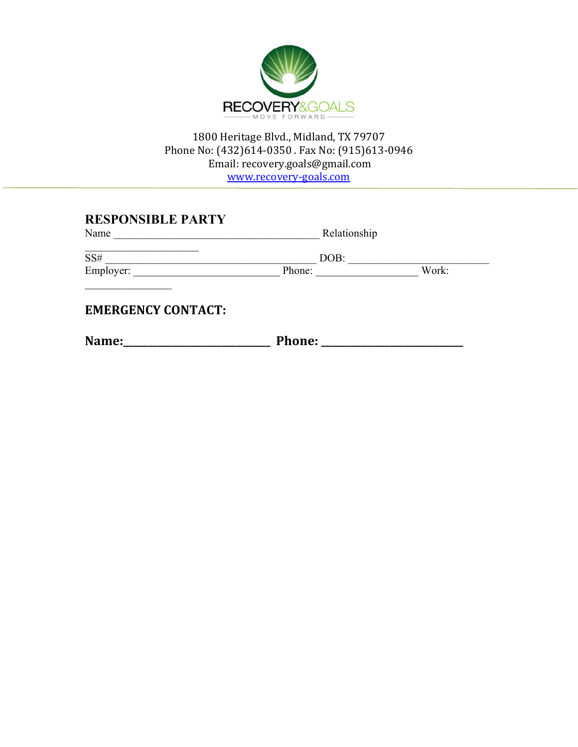RECOVERY&GOALS

MOVE FORWARD

1800 Heritage Blvd., Midland, TX 79707
Phone No: (432)614-0350 . Fax No: (915)613-0946
Email: recovery.goals@gmail.com
www.recovery-goals.com

## RESPONSIBLE PARTY

Name ______________________________________ Relationship _____________________

SS# _______________________________________ DOB: __________________________

Employer: ___________________________ Phone: ___________________ Work: ________________

## EMERGENCY CONTACT:

**Name:__________________________ Phone: _________________________**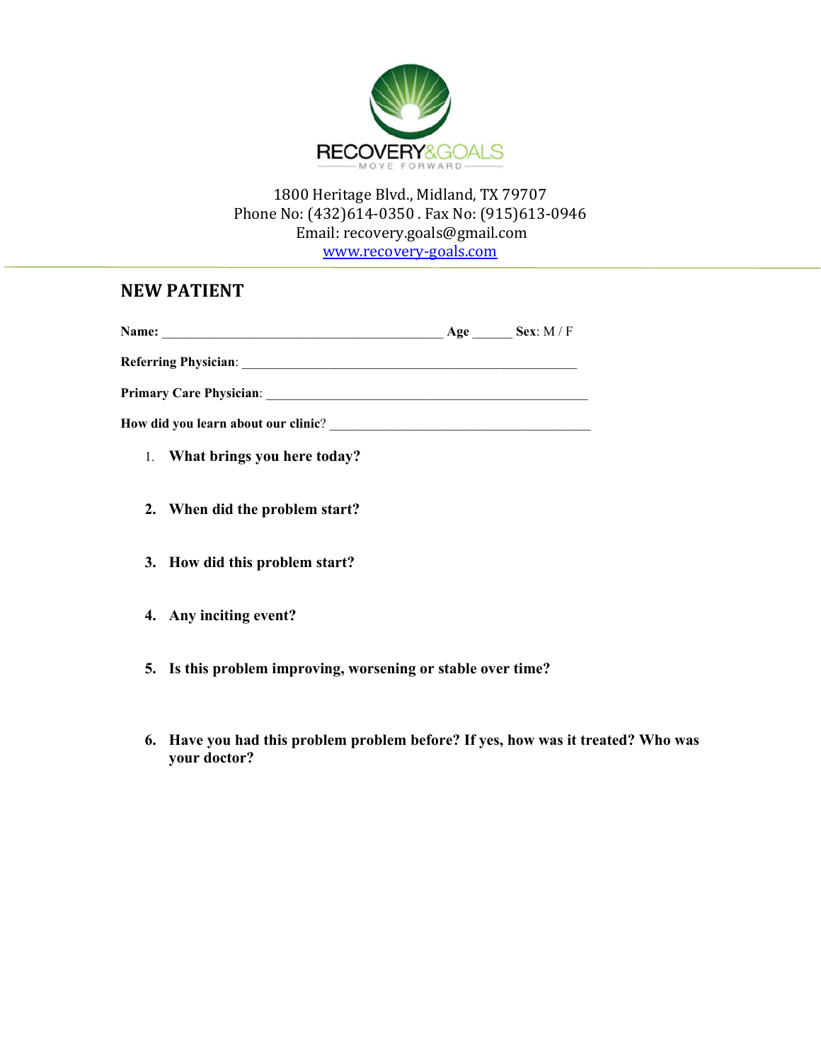RECOVERY&GOALS

MOVE FORWARD

1800 Heritage Blvd., Midland, TX 79707
Phone No: (432)614-0350 . Fax No: (915)613-0946
Email: recovery.goals@gmail.com
www.recovery-goals.com

## NEW PATIENT

**Name:** ________________________________________ **Age** ______ **Sex**: M / F

**Referring Physician**: ________________________________________________

**Primary Care Physician**: ________________________________________________

**How did you learn about our clinic**? ______________________________________

1. **What brings you here today?**

2. **When did the problem start?**

3. **How did this problem start?**

4. **Any inciting event?**

5. **Is this problem improving, worsening or stable over time?**

6. **Have you had this problem problem before? If yes, how was it treated? Who was your doctor?**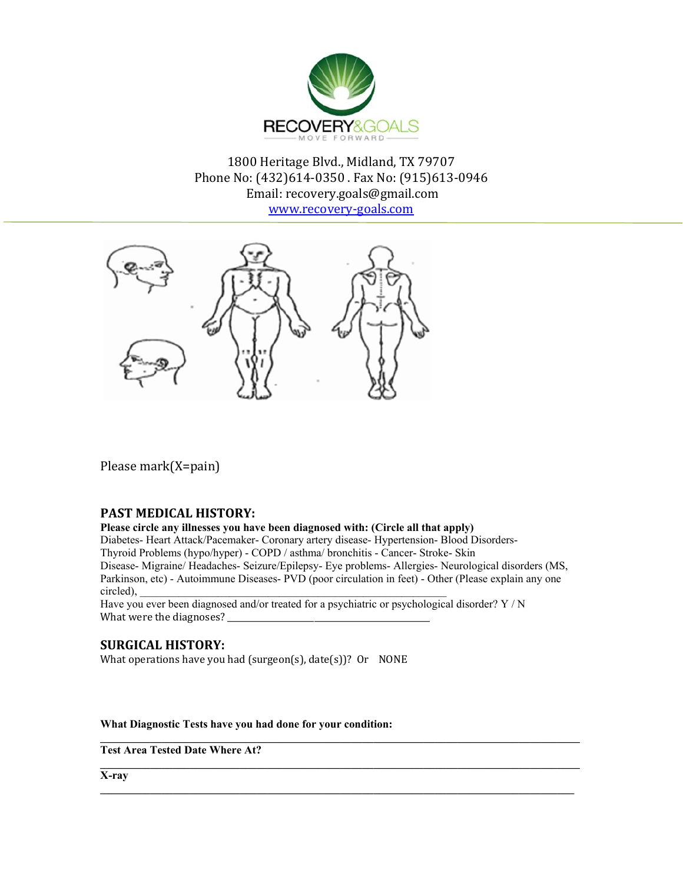RECOVERY&GOALS

MOVE FORWARD

1800 Heritage Blvd., Midland, TX 79707
Phone No: (432)614-0350 . Fax No: (915)613-0946
Email: recovery.goals@gmail.com
www.recovery-goals.com

Please mark(X=pain)

## PAST MEDICAL HISTORY:

**Please circle any illnesses you have been diagnosed with: (Circle all that apply)**

Diabetes- Heart Attack/Pacemaker- Coronary artery disease- Hypertension- Blood Disorders- Thyroid Problems (hypo/hyper) - COPD / asthma/ bronchitis - Cancer- Stroke- Skin Disease- Migraine/ Headaches- Seizure/Epilepsy- Eye problems- Allergies- Neurological disorders (MS, Parkinson, etc) - Autoimmune Diseases- PVD (poor circulation in feet) - Other (Please explain any one circled), ______________________________________________________

Have you ever been diagnosed and/or treated for a psychiatric or psychological disorder? Y / N

What were the diagnoses? ________________________________________

## SURGICAL HISTORY:

What operations have you had (surgeon(s), date(s))? Or NONE

**What Diagnostic Tests have you had done for your condition:**

______________________________________________________________________________

**Test Area Tested Date Where At?**

______________________________________________________________________________

**X-ray**

______________________________________________________________________________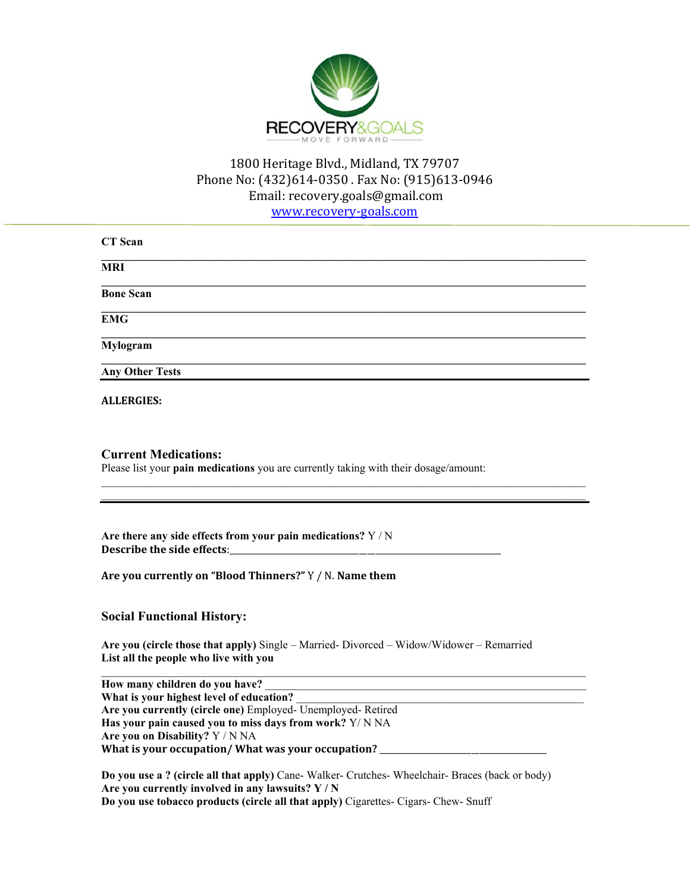RECOVERY&GOALS
MOVE FORWARD

1800 Heritage Blvd., Midland, TX 79707
Phone No: (432)614-0350 . Fax No: (915)613-0946
Email: recovery.goals@gmail.com
www.recovery-goals.com

**CT Scan** ______________________________________________

**MRI** ______________________________________________

**Bone Scan** ______________________________________________

**EMG** ______________________________________________

**Mylogram** ______________________________________________

**Any Other Tests** ______________________________________________

**ALLERGIES:**

## Current Medications:

Please list your **pain medications** you are currently taking with their dosage/amount:

______________________________________________

______________________________________________

**Are there any side effects from your pain medications?** Y / N
**Describe the side effects**:______________________________________________

**Are you currently on "Blood Thinners?"** Y / N. **Name them**

## Social Functional History:

**Are you (circle those that apply)** Single – Married- Divorced – Widow/Widower – Remarried
**List all the people who live with you**

______________________________________________

**How many children do you have?** ______________________________________________
**What is your highest level of education?** ______________________________________________
**Are you currently (circle one)** Employed- Unemployed- Retired
**Has your pain caused you to miss days from work?** Y/ N NA
**Are you on Disability?** Y / N NA
**What is your occupation/ What was your occupation?** ______________________________

**Do you use a ? (circle all that apply)** Cane- Walker- Crutches- Wheelchair- Braces (back or body)
**Are you currently involved in any lawsuits? Y / N**
**Do you use tobacco products (circle all that apply)** Cigarettes- Cigars- Chew- Snuff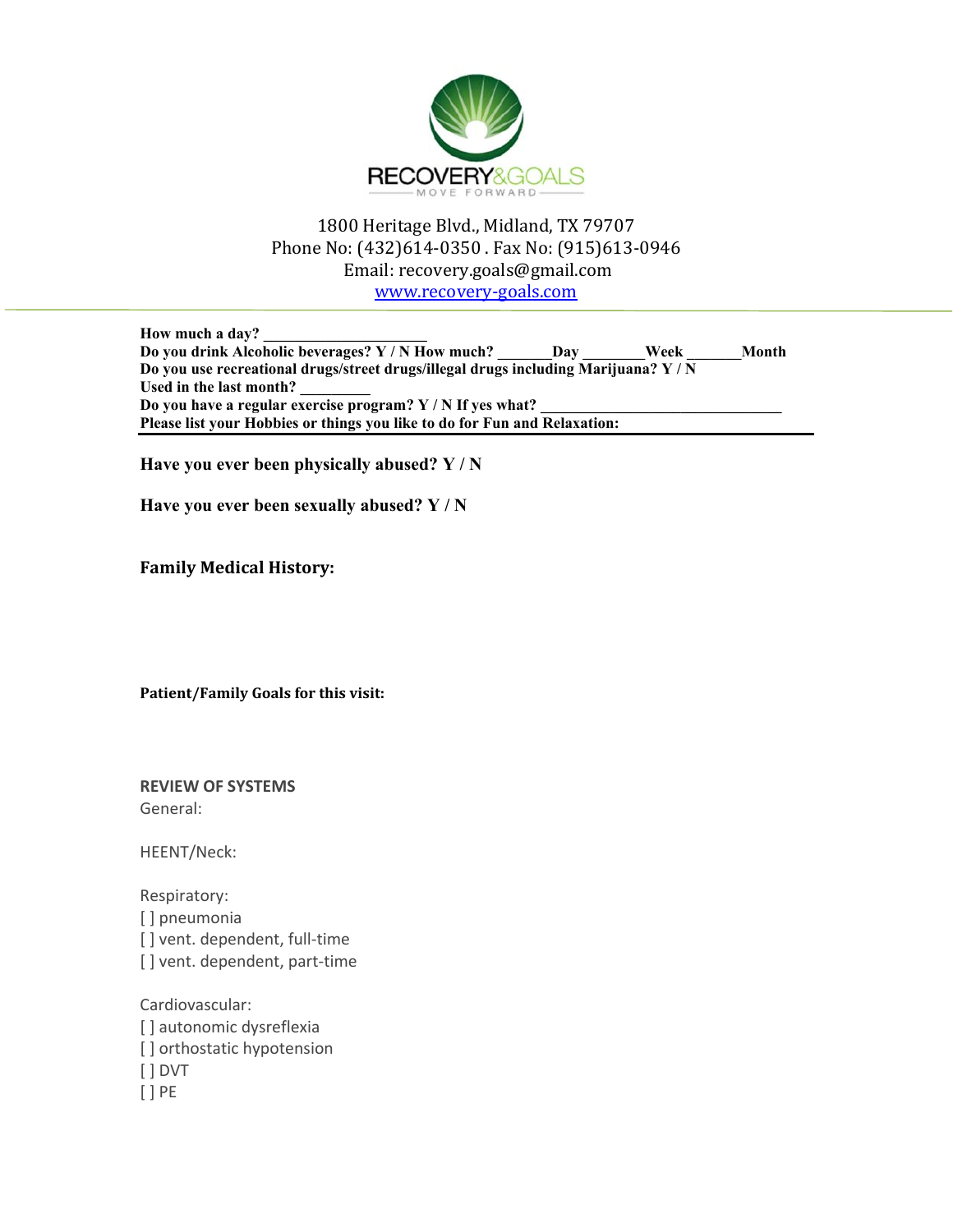RECOVERY&GOALS

MOVE FORWARD

1800 Heritage Blvd., Midland, TX 79707
Phone No: (432)614-0350 . Fax No: (915)613-0946
Email: recovery.goals@gmail.com
www.recovery-goals.com

---

**How much a day? ____________________**
**Do you drink Alcoholic beverages? Y / N How much? _______Day ________Week _______Month**
**Do you use recreational drugs/street drugs/illegal drugs including Marijuana? Y / N**
**Used in the last month? _________**
**Do you have a regular exercise program? Y / N If yes what? ______________________________**
**Please list your Hobbies or things you like to do for Fun and Relaxation:**

---

**Have you ever been physically abused? Y / N**

**Have you ever been sexually abused? Y / N**

**Family Medical History:**

**Patient/Family Goals for this visit:**

**REVIEW OF SYSTEMS**

General:

HEENT/Neck:

Respiratory:
[ ] pneumonia
[ ] vent. dependent, full-time
[ ] vent. dependent, part-time

Cardiovascular:
[ ] autonomic dysreflexia
[ ] orthostatic hypotension
[ ] DVT
[ ] PE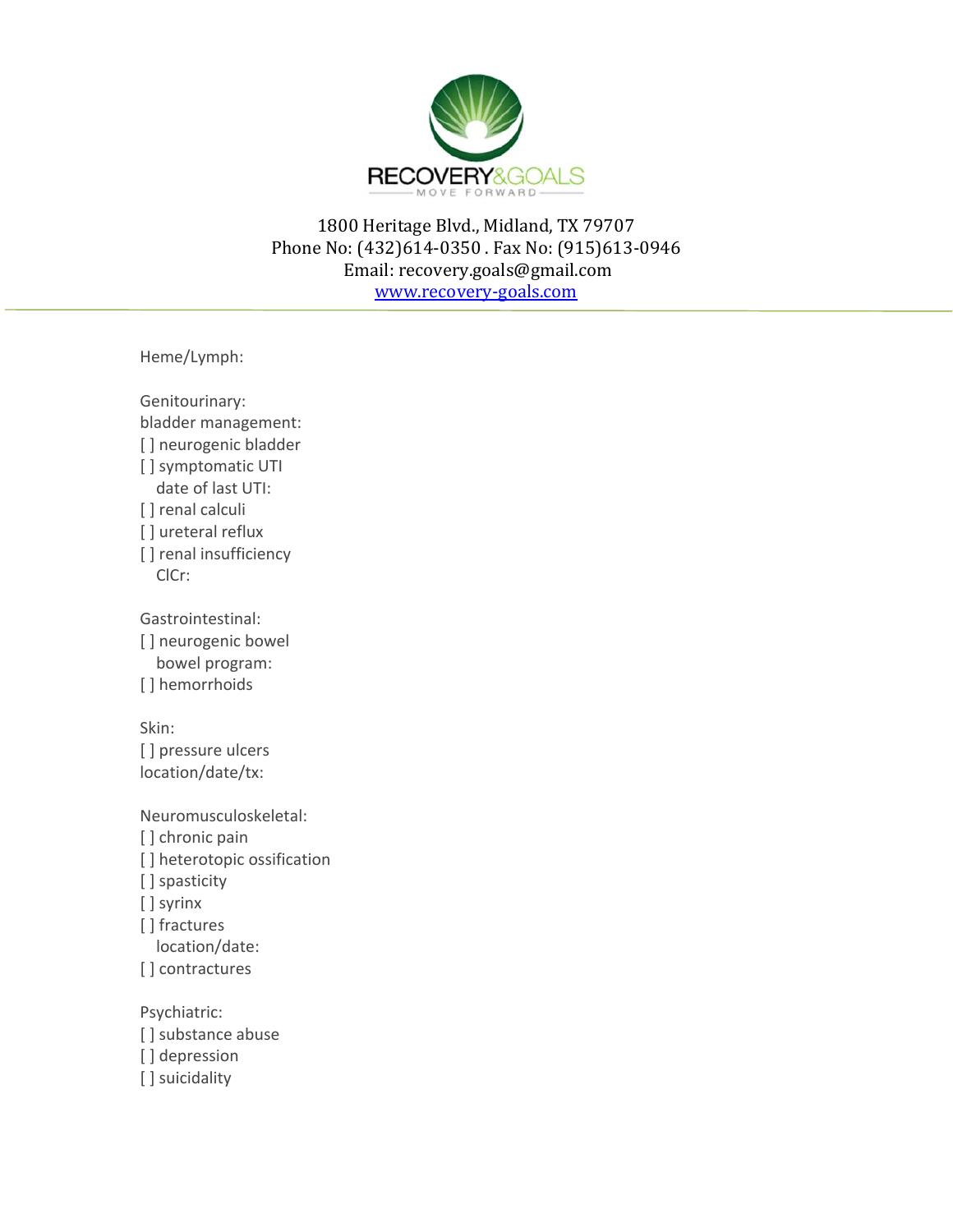RECOVERY&GOALS
MOVE FORWARD

1800 Heritage Blvd., Midland, TX 79707
Phone No: (432)614-0350 . Fax No: (915)613-0946
Email: recovery.goals@gmail.com
www.recovery-goals.com

---

Heme/Lymph:

Genitourinary:
bladder management:
[ ] neurogenic bladder
[ ] symptomatic UTI
  date of last UTI:
[ ] renal calculi
[ ] ureteral reflux
[ ] renal insufficiency
  ClCr:

Gastrointestinal:
[ ] neurogenic bowel
  bowel program:
[ ] hemorrhoids

Skin:
[ ] pressure ulcers
location/date/tx:

Neuromusculoskeletal:
[ ] chronic pain
[ ] heterotopic ossification
[ ] spasticity
[ ] syrinx
[ ] fractures
  location/date:
[ ] contractures

Psychiatric:
[ ] substance abuse
[ ] depression
[ ] suicidality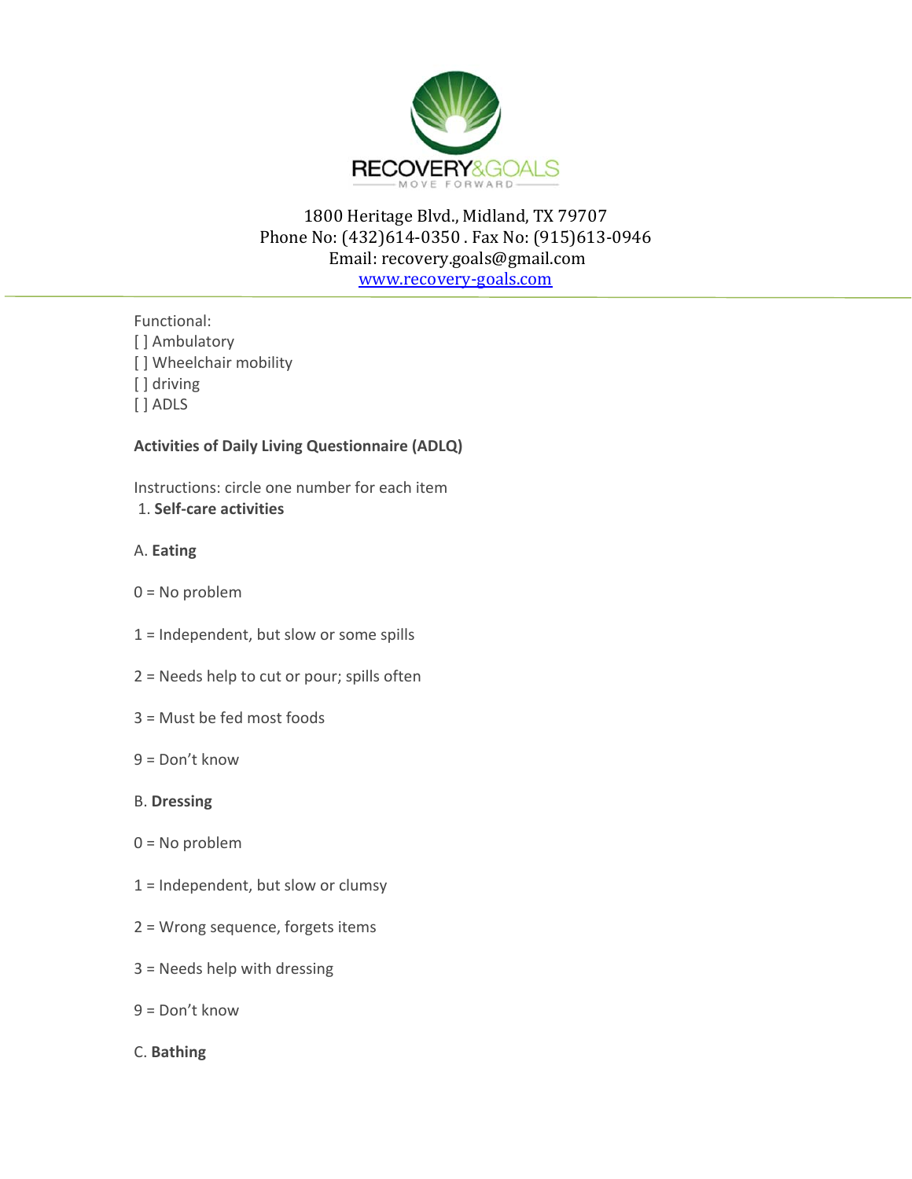RECOVERY&GOALS
MOVE FORWARD

1800 Heritage Blvd., Midland, TX 79707
Phone No: (432)614-0350 . Fax No: (915)613-0946
Email: recovery.goals@gmail.com
www.recovery-goals.com

Functional:
[ ] Ambulatory
[ ] Wheelchair mobility
[ ] driving
[ ] ADLS

**Activities of Daily Living Questionnaire (ADLQ)**

Instructions: circle one number for each item

1. **Self-care activities**

A. **Eating**

0 = No problem

1 = Independent, but slow or some spills

2 = Needs help to cut or pour; spills often

3 = Must be fed most foods

9 = Don't know

B. **Dressing**

0 = No problem

1 = Independent, but slow or clumsy

2 = Wrong sequence, forgets items

3 = Needs help with dressing

9 = Don't know

C. **Bathing**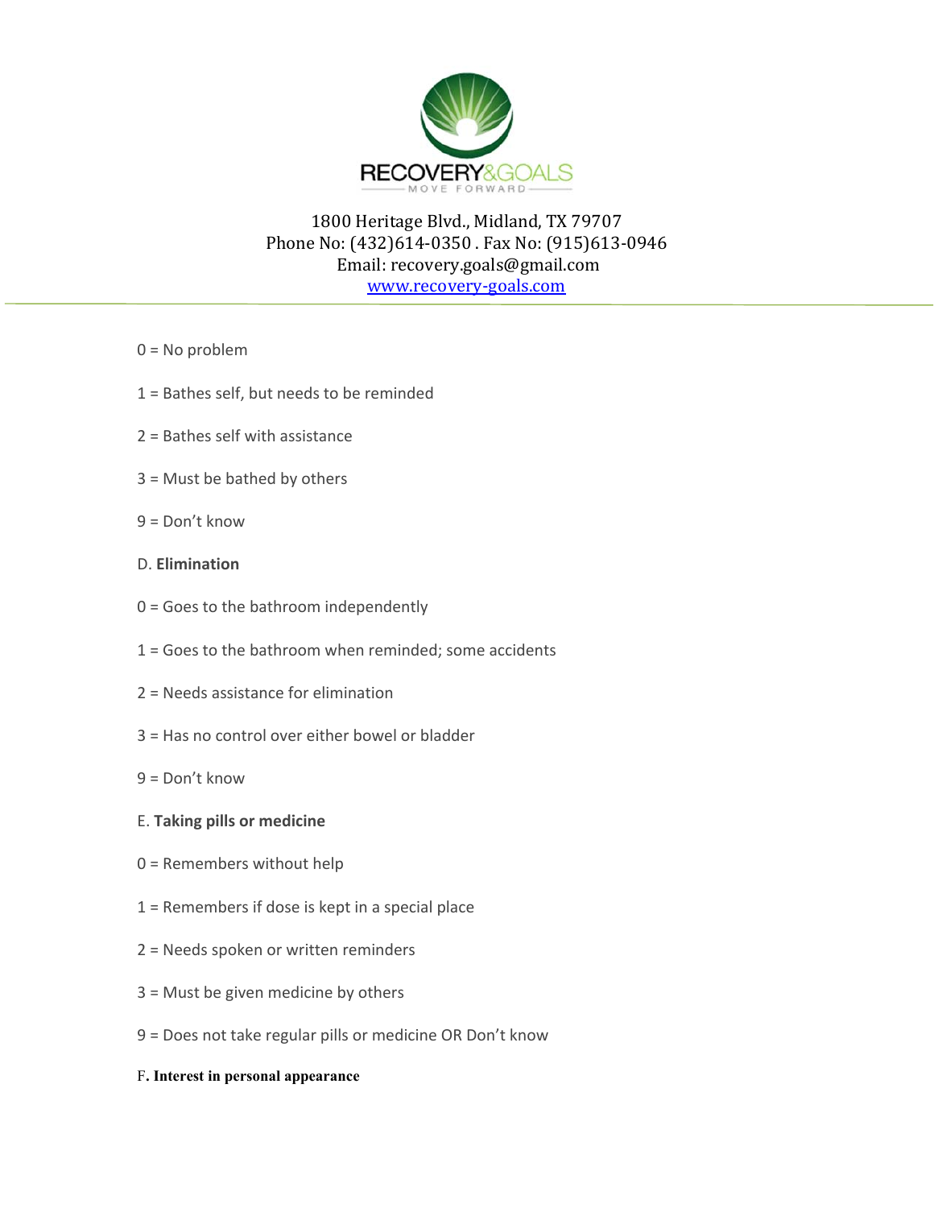RECOVERY&GOALS

MOVE FORWARD

1800 Heritage Blvd., Midland, TX 79707
Phone No: (432)614-0350 . Fax No: (915)613-0946
Email: recovery.goals@gmail.com
www.recovery-goals.com

0 = No problem

1 = Bathes self, but needs to be reminded

2 = Bathes self with assistance

3 = Must be bathed by others

9 = Don't know

D. **Elimination**

0 = Goes to the bathroom independently

1 = Goes to the bathroom when reminded; some accidents

2 = Needs assistance for elimination

3 = Has no control over either bowel or bladder

9 = Don't know

E. **Taking pills or medicine**

0 = Remembers without help

1 = Remembers if dose is kept in a special place

2 = Needs spoken or written reminders

3 = Must be given medicine by others

9 = Does not take regular pills or medicine OR Don't know

F**. Interest in personal appearance**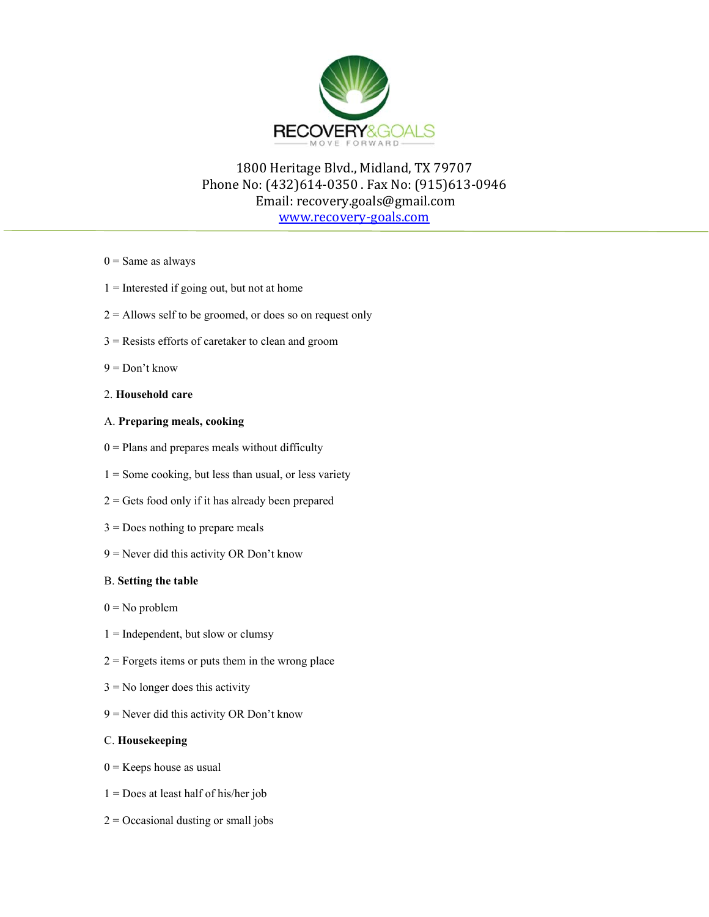1800 Heritage Blvd., Midland, TX 79707
Phone No: (432)614-0350 . Fax No: (915)613-0946
Email: recovery.goals@gmail.com
www.recovery-goals.com

0 = Same as always

1 = Interested if going out, but not at home

2 = Allows self to be groomed, or does so on request only

3 = Resists efforts of caretaker to clean and groom

9 = Don't know

2. **Household care**

A. **Preparing meals, cooking**

0 = Plans and prepares meals without difficulty

1 = Some cooking, but less than usual, or less variety

2 = Gets food only if it has already been prepared

3 = Does nothing to prepare meals

9 = Never did this activity OR Don't know

B. **Setting the table**

0 = No problem

1 = Independent, but slow or clumsy

2 = Forgets items or puts them in the wrong place

3 = No longer does this activity

9 = Never did this activity OR Don't know

C. **Housekeeping**

0 = Keeps house as usual

1 = Does at least half of his/her job

2 = Occasional dusting or small jobs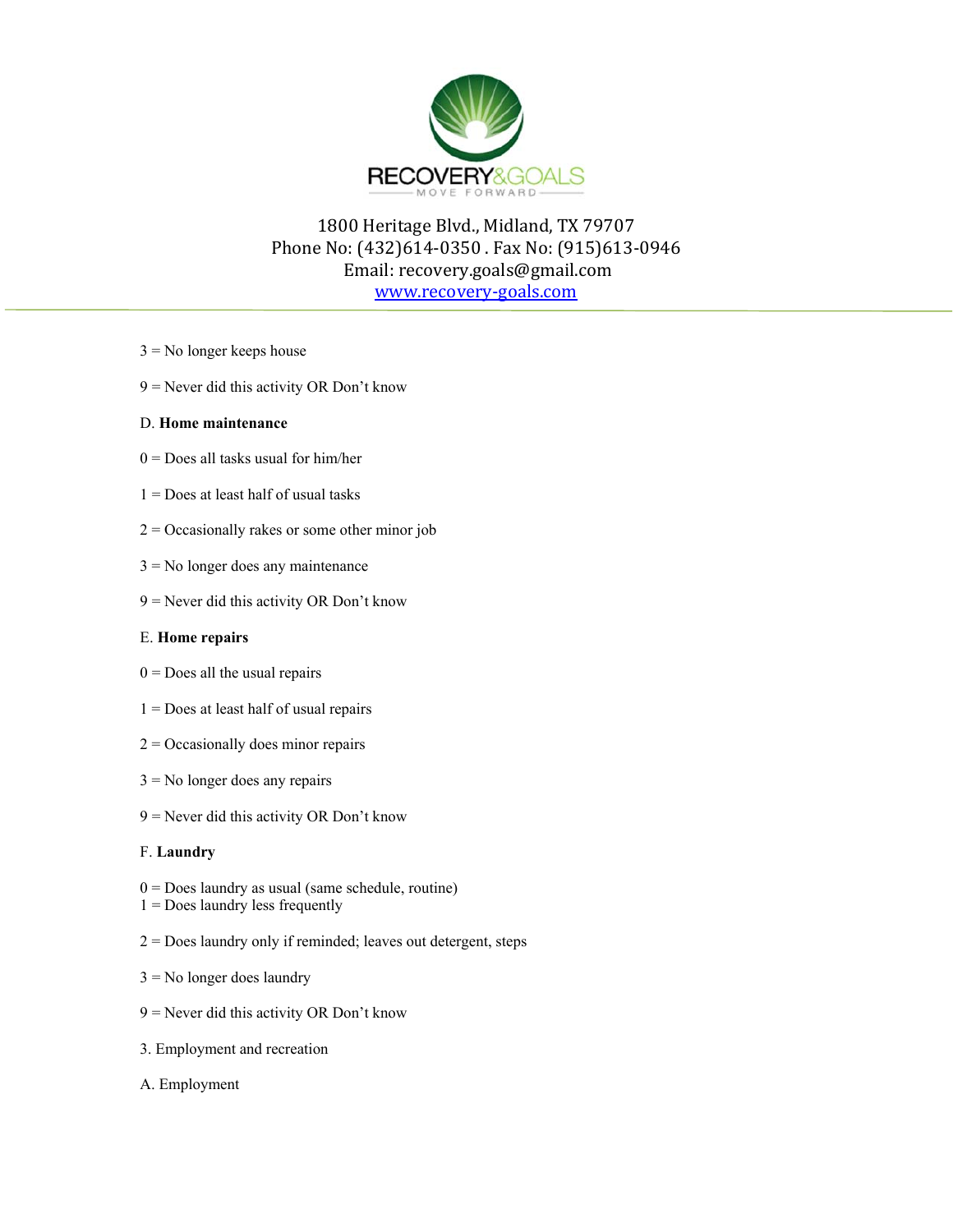3 = No longer keeps house

9 = Never did this activity OR Don't know

D. **Home maintenance**

0 = Does all tasks usual for him/her

1 = Does at least half of usual tasks

2 = Occasionally rakes or some other minor job

3 = No longer does any maintenance

9 = Never did this activity OR Don't know

E. **Home repairs**

0 = Does all the usual repairs

1 = Does at least half of usual repairs

2 = Occasionally does minor repairs

3 = No longer does any repairs

9 = Never did this activity OR Don't know

F. **Laundry**

0 = Does laundry as usual (same schedule, routine)
1 = Does laundry less frequently

2 = Does laundry only if reminded; leaves out detergent, steps

3 = No longer does laundry

9 = Never did this activity OR Don't know

3. Employment and recreation

A. Employment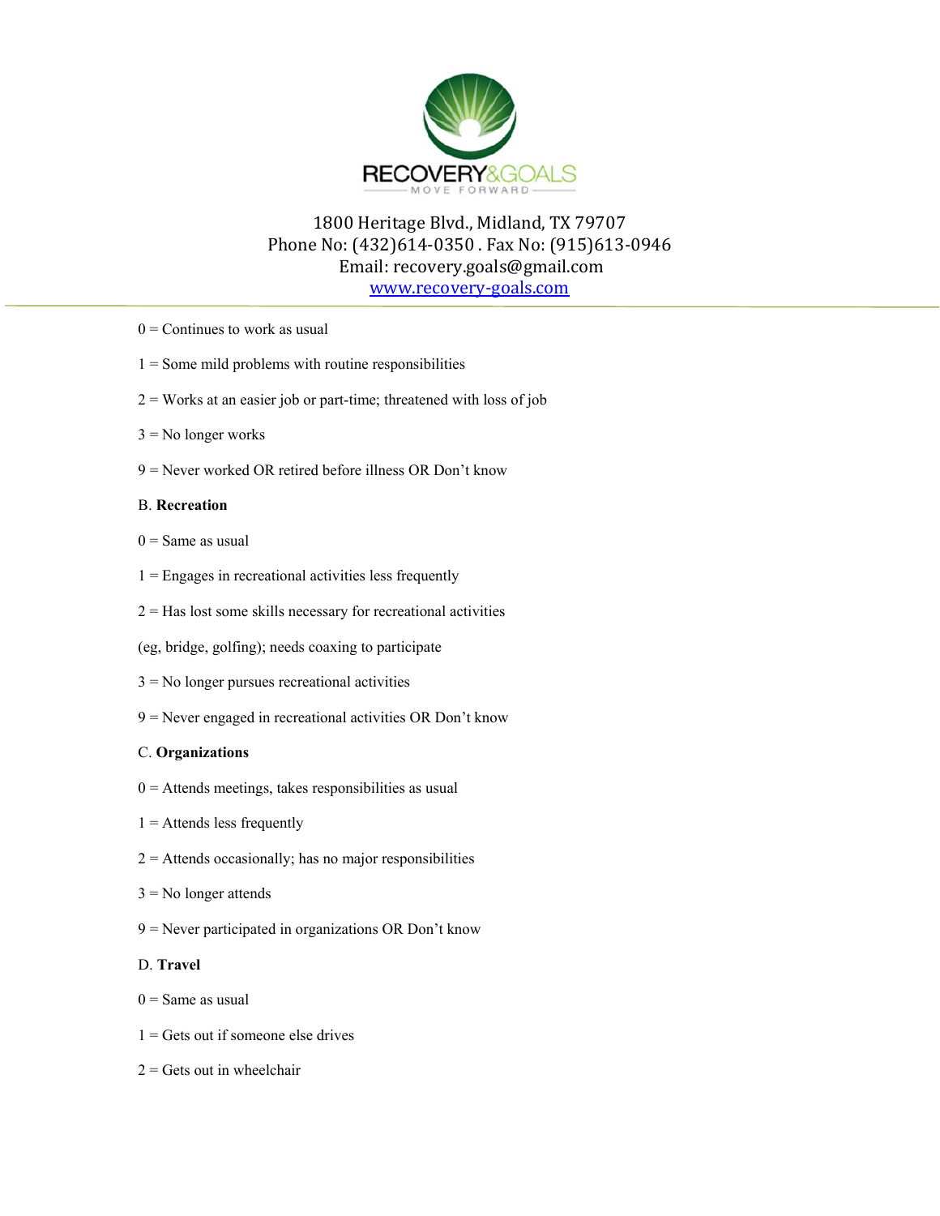0 = Continues to work as usual

1 = Some mild problems with routine responsibilities

2 = Works at an easier job or part-time; threatened with loss of job

3 = No longer works

9 = Never worked OR retired before illness OR Don't know

B. **Recreation**

0 = Same as usual

1 = Engages in recreational activities less frequently

2 = Has lost some skills necessary for recreational activities

(eg, bridge, golfing); needs coaxing to participate

3 = No longer pursues recreational activities

9 = Never engaged in recreational activities OR Don't know

C. **Organizations**

0 = Attends meetings, takes responsibilities as usual

1 = Attends less frequently

2 = Attends occasionally; has no major responsibilities

3 = No longer attends

9 = Never participated in organizations OR Don't know

D. **Travel**

0 = Same as usual

1 = Gets out if someone else drives

2 = Gets out in wheelchair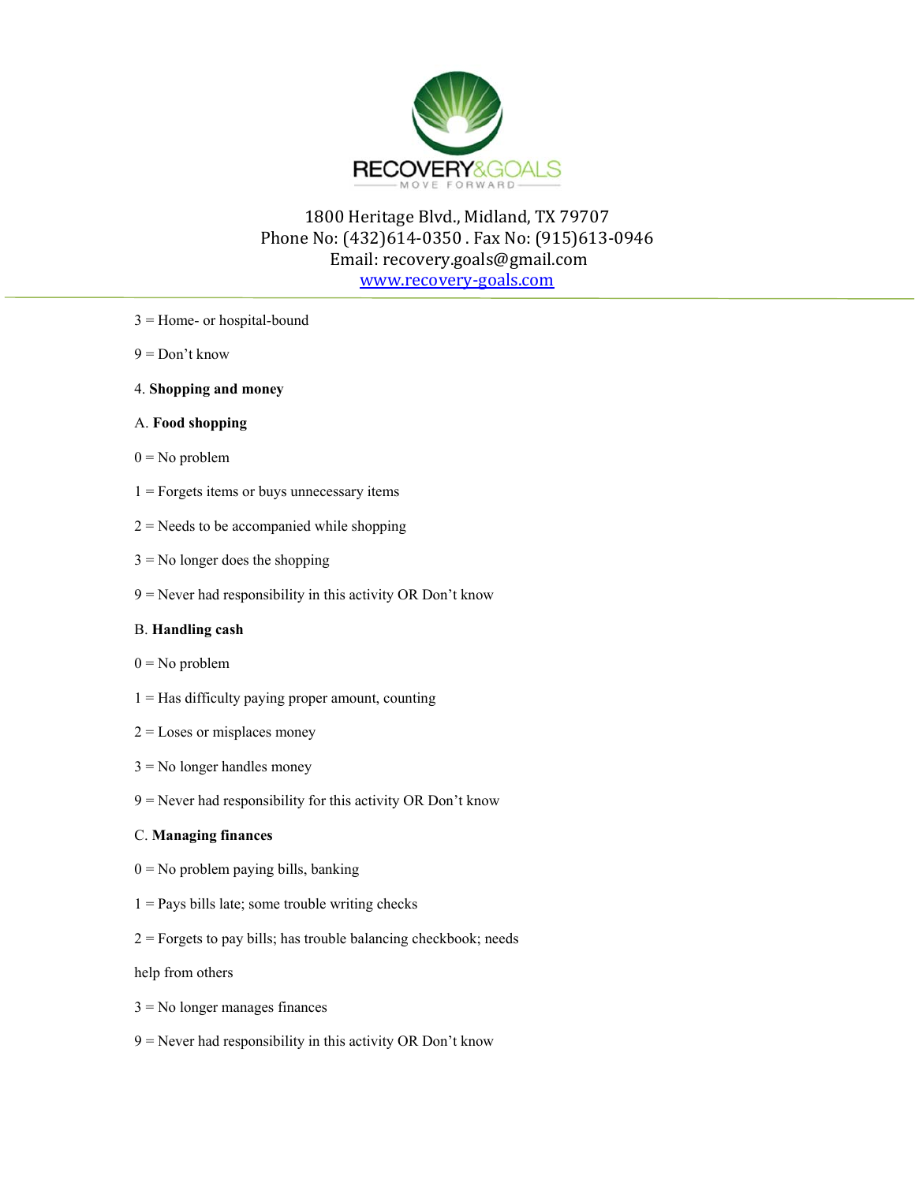3 = Home- or hospital-bound

9 = Don't know

4. **Shopping and money**

A. **Food shopping**

0 = No problem

1 = Forgets items or buys unnecessary items

2 = Needs to be accompanied while shopping

3 = No longer does the shopping

9 = Never had responsibility in this activity OR Don't know

B. **Handling cash**

0 = No problem

1 = Has difficulty paying proper amount, counting

2 = Loses or misplaces money

3 = No longer handles money

9 = Never had responsibility for this activity OR Don't know

C. **Managing finances**

0 = No problem paying bills, banking

1 = Pays bills late; some trouble writing checks

2 = Forgets to pay bills; has trouble balancing checkbook; needs help from others

3 = No longer manages finances

9 = Never had responsibility in this activity OR Don't know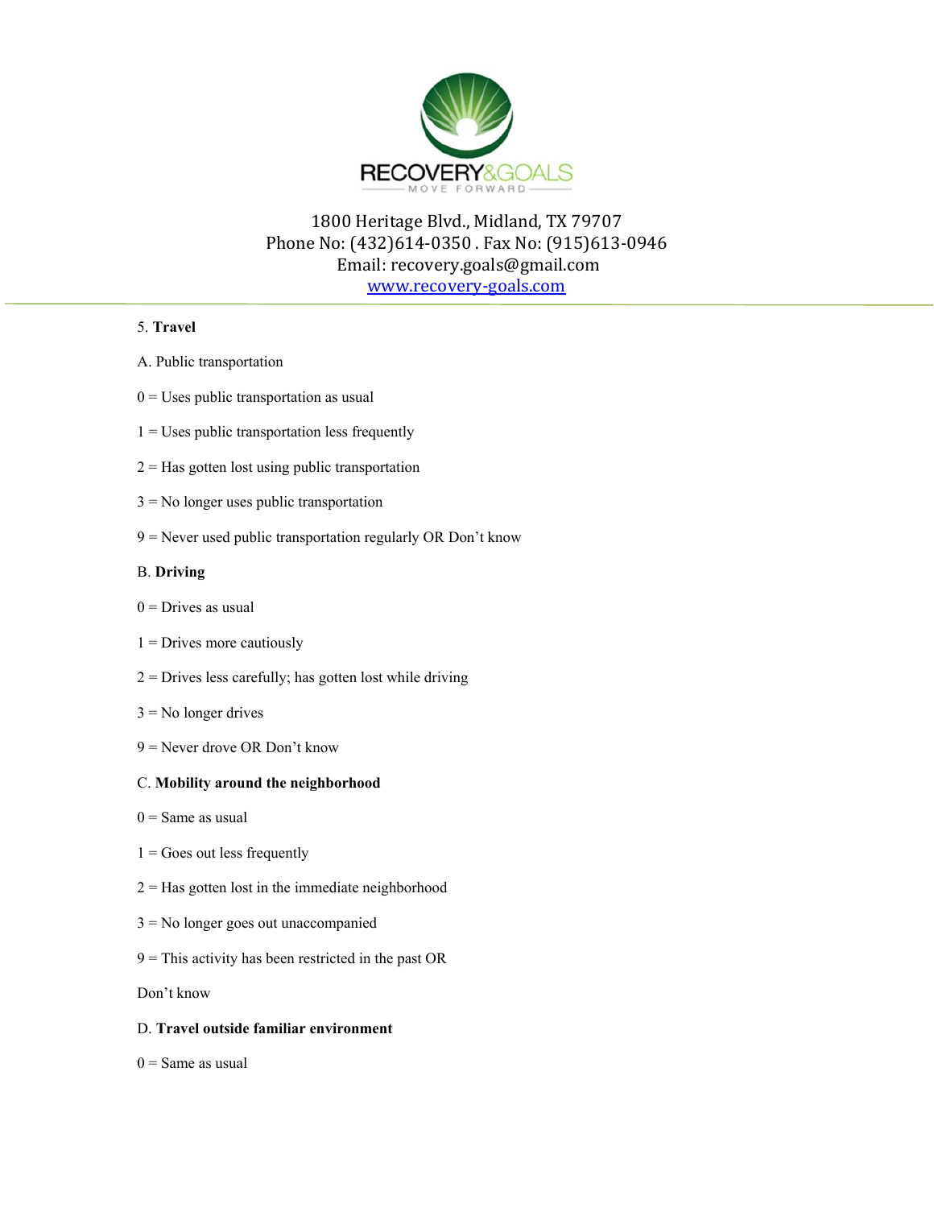5. **Travel**

A. Public transportation

0 = Uses public transportation as usual

1 = Uses public transportation less frequently

2 = Has gotten lost using public transportation

3 = No longer uses public transportation

9 = Never used public transportation regularly OR Don't know

B. **Driving**

0 = Drives as usual

1 = Drives more cautiously

2 = Drives less carefully; has gotten lost while driving

3 = No longer drives

9 = Never drove OR Don't know

C. **Mobility around the neighborhood**

0 = Same as usual

1 = Goes out less frequently

2 = Has gotten lost in the immediate neighborhood

3 = No longer goes out unaccompanied

9 = This activity has been restricted in the past OR

Don't know

D. **Travel outside familiar environment**

0 = Same as usual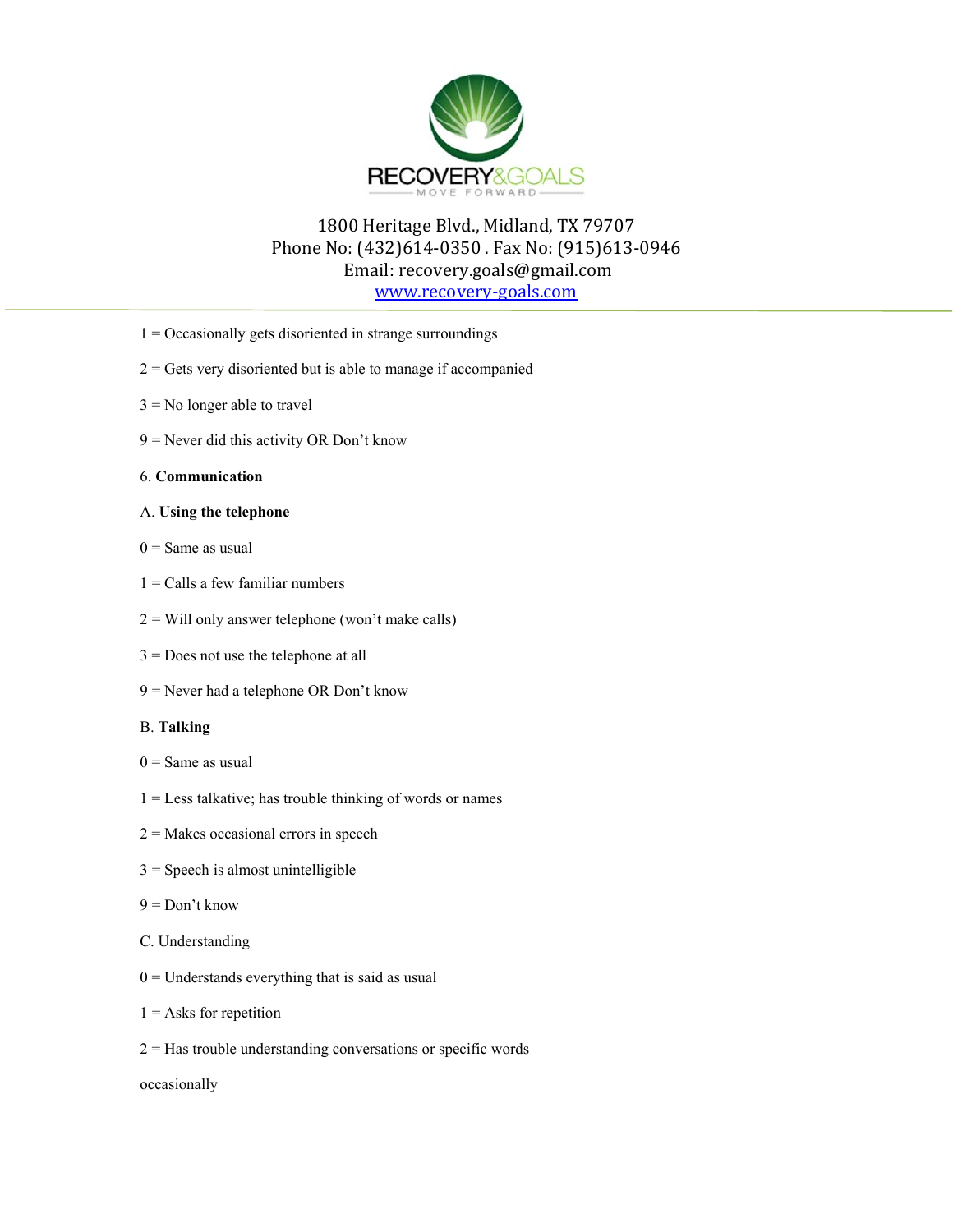1 = Occasionally gets disoriented in strange surroundings

2 = Gets very disoriented but is able to manage if accompanied

3 = No longer able to travel

9 = Never did this activity OR Don't know

6. **Communication**

A. **Using the telephone**

0 = Same as usual

1 = Calls a few familiar numbers

2 = Will only answer telephone (won't make calls)

3 = Does not use the telephone at all

9 = Never had a telephone OR Don't know

B. **Talking**

0 = Same as usual

1 = Less talkative; has trouble thinking of words or names

2 = Makes occasional errors in speech

3 = Speech is almost unintelligible

9 = Don't know

C. Understanding

0 = Understands everything that is said as usual

1 = Asks for repetition

2 = Has trouble understanding conversations or specific words occasionally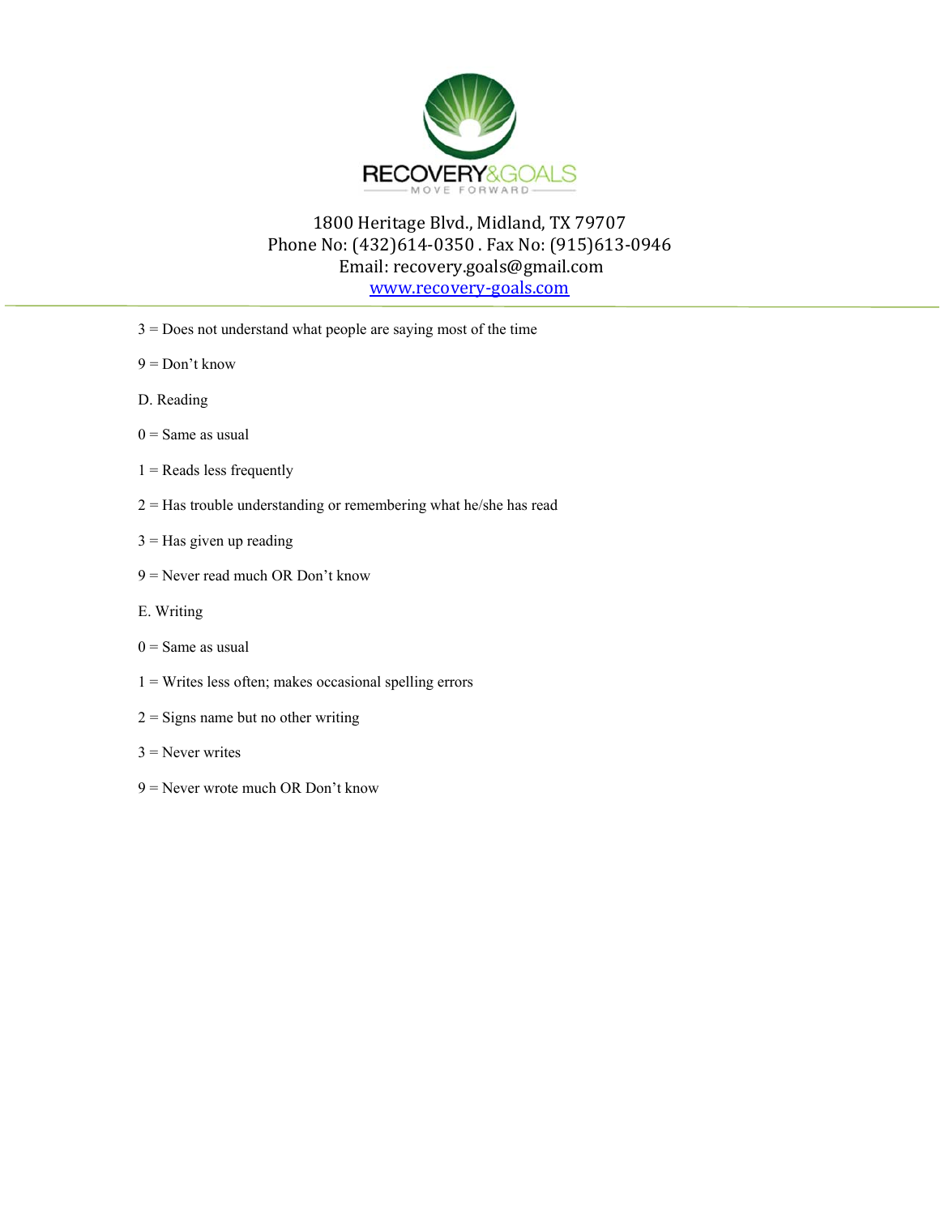3 = Does not understand what people are saying most of the time

9 = Don't know

D. Reading

0 = Same as usual

1 = Reads less frequently

2 = Has trouble understanding or remembering what he/she has read

3 = Has given up reading

9 = Never read much OR Don't know

E. Writing

0 = Same as usual

1 = Writes less often; makes occasional spelling errors

2 = Signs name but no other writing

3 = Never writes

9 = Never wrote much OR Don't know